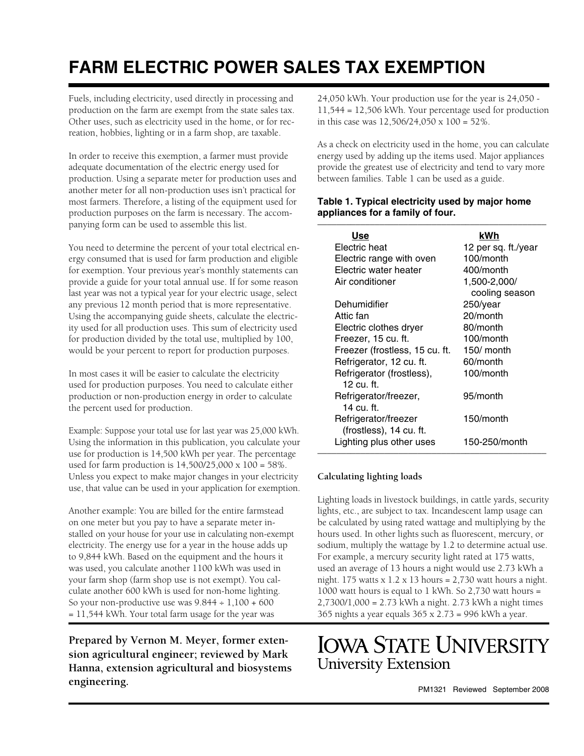# FARM ELECTRIC POWER SALES TAX EXEMPTION

Fuels, including electricity, used directly in processing and production on the farm are exempt from the state sales tax. Other uses, such as electricity used in the home, or for recreation, hobbies, lighting or in a farm shop, are taxable.

In order to receive this exemption, a farmer must provide adequate documentation of the electric energy used for production. Using a separate meter for production uses and another meter for all non-production uses isn't practical for most farmers. Therefore, a listing of the equipment used for production purposes on the farm is necessary. The accompanying form can be used to assemble this list.

You need to determine the percent of your total electrical energy consumed that is used for farm production and eligible for exemption. Your previous year's monthly statements can provide a guide for your total annual use. If for some reason last year was not a typical year for your electric usage, select any previous 12 month period that is more representative. Using the accompanying guide sheets, calculate the electricity used for all production uses. This sum of electricity used for production divided by the total use, multiplied by 100, would be your percent to report for production purposes.

In most cases it will be easier to calculate the electricity used for production purposes. You need to calculate either production or non-production energy in order to calculate the percent used for production.

Example: Suppose your total use for last year was 25,000 kWh. Using the information in this publication, you calculate your use for production is 14,500 kWh per year. The percentage used for farm production is 14,500/25,000 x 100 = 58%. Unless you expect to make major changes in your electricity use, that value can be used in your application for exemption.

Another example: You are billed for the entire farmstead on one meter but you pay to have a separate meter installed on your house for your use in calculating non-exempt electricity. The energy use for a year in the house adds up to 9,844 kWh. Based on the equipment and the hours it was used, you calculate another 1100 kWh was used in your farm shop (farm shop use is not exempt). You calculate another 600 kWh is used for non-home lighting. So your non-productive use was 9.844 ÷ 1,100 + 600 = 11,544 kWh. Your total farm usage for the year was 24,050 kWh. Your production use for the year is 24,050 - 11,544 = 12,506 kWh. Your percentage used for production in this case was 12,506/24,050 x 100 = 52%.

As a check on electricity used in the home, you can calculate energy used by adding up the items used. Major appliances provide the greatest use of electricity and tend to vary more between families. Table 1 can be used as a guide.

**Table 1. Typical electricity used by major home appliances for a family of four.**

| Use | kWh |
|---|---|
| Electric heat | 12 per sq. ft./year |
| Electric range with oven | 100/month |
| Electric water heater | 400/month |
| Air conditioner | 1,500-2,000/ cooling season |
| Dehumidifier | 250/year |
| Attic fan | 20/month |
| Electric clothes dryer | 80/month |
| Freezer, 15 cu. ft. | 100/month |
| Freezer (frostless, 15 cu. ft. | 150/ month |
| Refrigerator, 12 cu. ft. | 60/month |
| Refrigerator (frostless), 12 cu. ft. | 100/month |
| Refrigerator/freezer, 14 cu. ft. | 95/month |
| Refrigerator/freezer (frostless), 14 cu. ft. | 150/month |
| Lighting plus other uses | 150-250/month |

### Calculating lighting loads

Lighting loads in livestock buildings, in cattle yards, security lights, etc., are subject to tax. Incandescent lamp usage can be calculated by using rated wattage and multiplying by the hours used. In other lights such as fluorescent, mercury, or sodium, multiply the wattage by 1.2 to determine actual use. For example, a mercury security light rated at 175 watts, used an average of 13 hours a night would use 2.73 kWh a night. 175 watts x 1.2 x 13 hours = 2,730 watt hours a night. 1000 watt hours is equal to 1 kWh. So 2,730 watt hours = 2,7300/1,000 = 2.73 kWh a night. 2.73 kWh a night times 365 nights a year equals 365 x 2.73 = 996 kWh a year.

**Prepared by Vernon M. Meyer, former extension agricultural engineer; reviewed by Mark Hanna, extension agricultural and biosystems engineering.**

IOWA STATE UNIVERSITY
University Extension

PM1321 Reviewed September 2008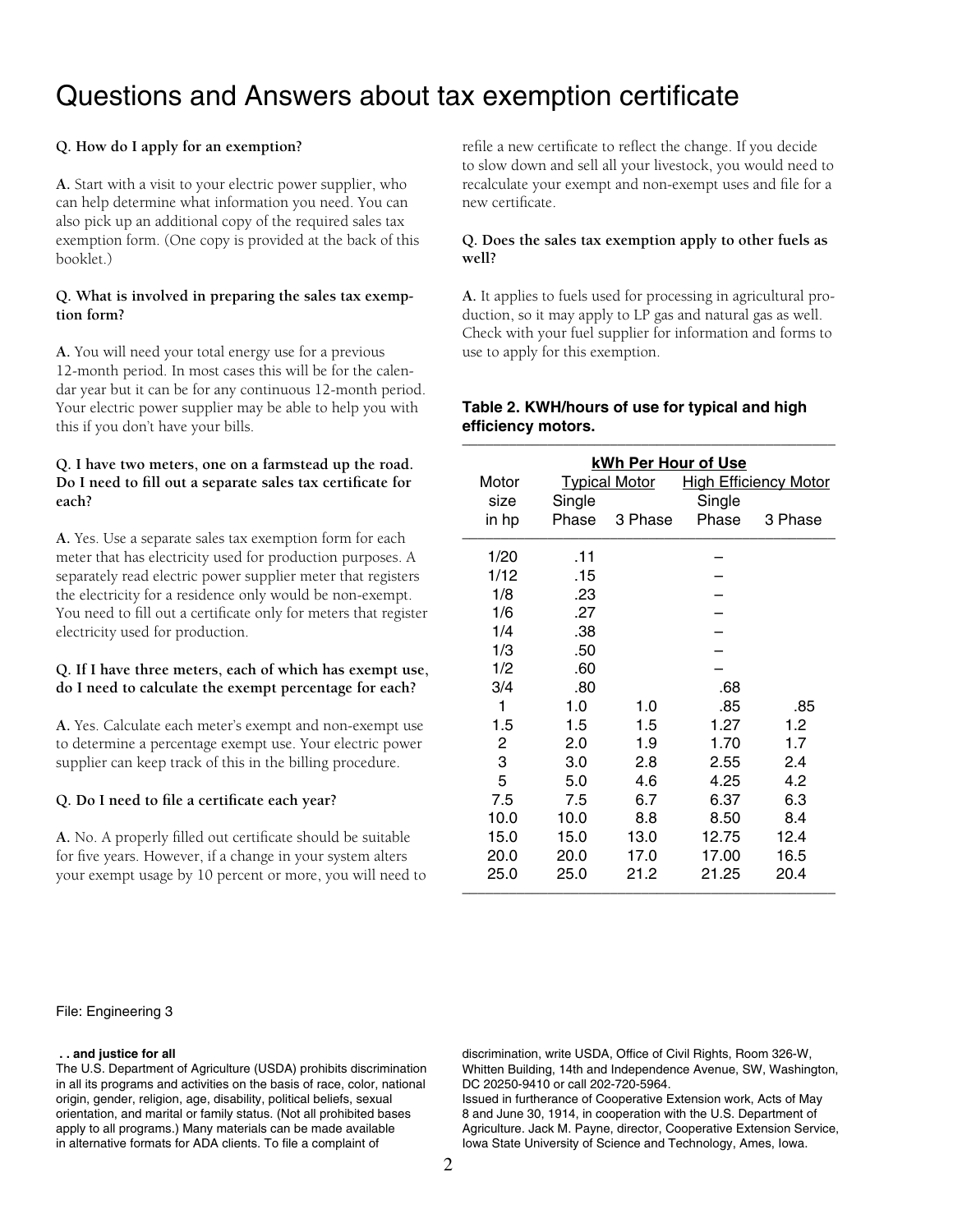# Questions and Answers about tax exemption certificate

**Q. How do I apply for an exemption?**

**A.** Start with a visit to your electric power supplier, who can help determine what information you need. You can also pick up an additional copy of the required sales tax exemption form. (One copy is provided at the back of this booklet.)

**Q. What is involved in preparing the sales tax exemption form?**

**A.** You will need your total energy use for a previous 12-month period. In most cases this will be for the calendar year but it can be for any continuous 12-month period. Your electric power supplier may be able to help you with this if you don't have your bills.

**Q. I have two meters, one on a farmstead up the road. Do I need to fill out a separate sales tax certificate for each?**

**A.** Yes. Use a separate sales tax exemption form for each meter that has electricity used for production purposes. A separately read electric power supplier meter that registers the electricity for a residence only would be non-exempt. You need to fill out a certificate only for meters that register electricity used for production.

**Q. If I have three meters, each of which has exempt use, do I need to calculate the exempt percentage for each?**

**A.** Yes. Calculate each meter's exempt and non-exempt use to determine a percentage exempt use. Your electric power supplier can keep track of this in the billing procedure.

**Q. Do I need to file a certificate each year?**

**A.** No. A properly filled out certificate should be suitable for five years. However, if a change in your system alters your exempt usage by 10 percent or more, you will need to refile a new certificate to reflect the change. If you decide to slow down and sell all your livestock, you would need to recalculate your exempt and non-exempt uses and file for a new certificate.

**Q. Does the sales tax exemption apply to other fuels as well?**

**A.** It applies to fuels used for processing in agricultural production, so it may apply to LP gas and natural gas as well. Check with your fuel supplier for information and forms to use to apply for this exemption.

**Table 2. KWH/hours of use for typical and high efficiency motors.**

| Motor size in hp | kWh Per Hour of Use: Typical Motor, Single Phase | Typical Motor, 3 Phase | High Efficiency Motor, Single Phase | High Efficiency Motor, 3 Phase |
|---|---|---|---|---|
| 1/20 | .11 | | – | |
| 1/12 | .15 | | – | |
| 1/8 | .23 | | – | |
| 1/6 | .27 | | – | |
| 1/4 | .38 | | – | |
| 1/3 | .50 | | – | |
| 1/2 | .60 | | – | |
| 3/4 | .80 | | .68 | |
| 1 | 1.0 | 1.0 | .85 | .85 |
| 1.5 | 1.5 | 1.5 | 1.27 | 1.2 |
| 2 | 2.0 | 1.9 | 1.70 | 1.7 |
| 3 | 3.0 | 2.8 | 2.55 | 2.4 |
| 5 | 5.0 | 4.6 | 4.25 | 4.2 |
| 7.5 | 7.5 | 6.7 | 6.37 | 6.3 |
| 10.0 | 10.0 | 8.8 | 8.50 | 8.4 |
| 15.0 | 15.0 | 13.0 | 12.75 | 12.4 |
| 20.0 | 20.0 | 17.0 | 17.00 | 16.5 |
| 25.0 | 25.0 | 21.2 | 21.25 | 20.4 |

File: Engineering 3

**. . and justice for all**
The U.S. Department of Agriculture (USDA) prohibits discrimination in all its programs and activities on the basis of race, color, national origin, gender, religion, age, disability, political beliefs, sexual orientation, and marital or family status. (Not all prohibited bases apply to all programs.) Many materials can be made available in alternative formats for ADA clients. To file a complaint of discrimination, write USDA, Office of Civil Rights, Room 326-W, Whitten Building, 14th and Independence Avenue, SW, Washington, DC 20250-9410 or call 202-720-5964.

Issued in furtherance of Cooperative Extension work, Acts of May 8 and June 30, 1914, in cooperation with the U.S. Department of Agriculture. Jack M. Payne, director, Cooperative Extension Service, Iowa State University of Science and Technology, Ames, Iowa.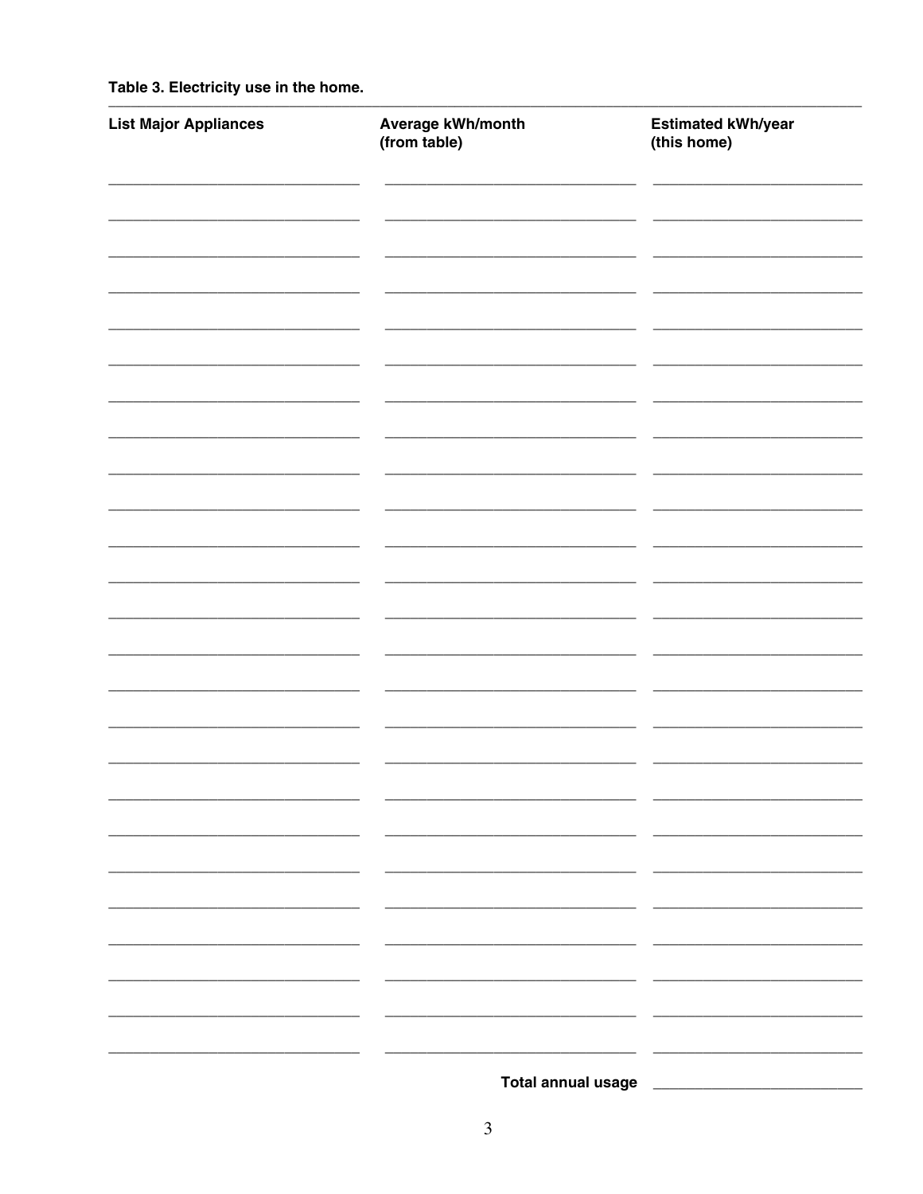**Table 3. Electricity use in the home.**

| List Major Appliances | Average kWh/month (from table) | Estimated kWh/year (this home) |
|---|---|---|
| | | |
| | | |
| | | |
| | | |
| | | |
| | | |
| | | |
| | | |
| | | |
| | | |
| | | |
| | | |
| | | |
| | | |
| | | |
| | | |
| | | |
| | | |
| | | |
| | | |
| | | |
| | | |
| | | |
| | | |
| | | |
| | **Total annual usage** | |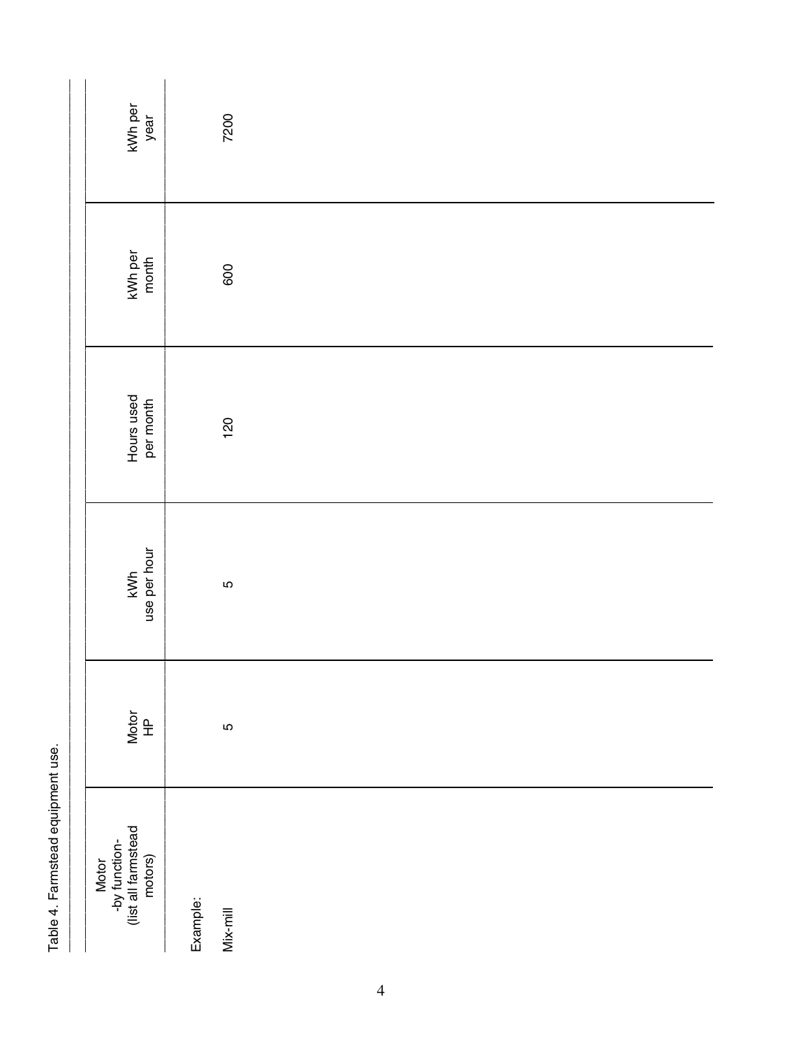Table 4. Farmstead equipment use.

| Motor -by function- (list all farmstead motors) | Motor HP | kWh use per hour | Hours used per month | kWh per month | kWh per year |
|---|---|---|---|---|---|
| Example: | | | | | |
| Mix-mill | 5 | 5 | 120 | 600 | 7200 |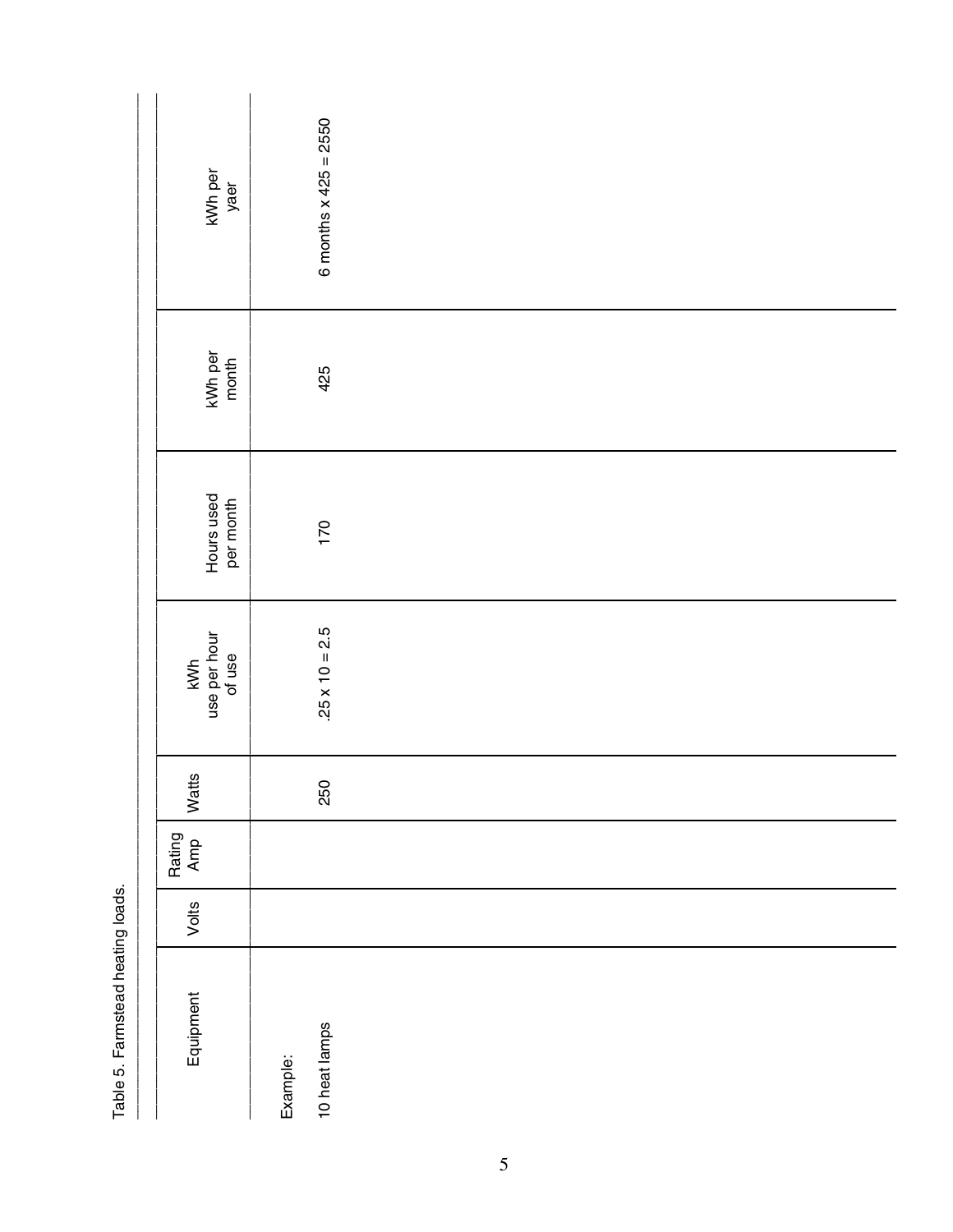Table 5. Farmstead heating loads.

| Equipment | Volts | Rating Amp | Watts | kWh use per hour of use | Hours used per month | kWh per month | kWh per yaer |
|---|---|---|---|---|---|---|---|
| Example: | | | | | | | |
| 10 heat lamps | | | 250 | .25 x 10 = 2.5 | 170 | 425 | 6 months x 425 = 2550 |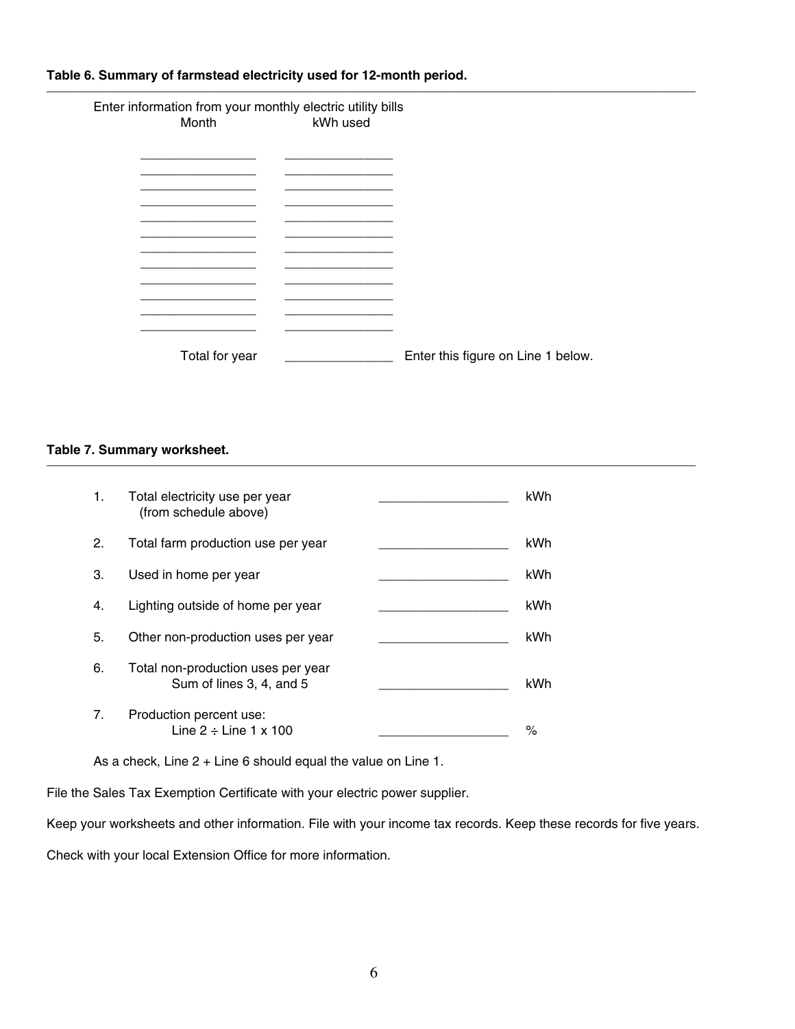**Table 6. Summary of farmstead electricity used for 12-month period.**

Enter information from your monthly electric utility bills

| Month | kWh used |
|---|---|
| _______________ | _______________ |
| _______________ | _______________ |
| _______________ | _______________ |
| _______________ | _______________ |
| _______________ | _______________ |
| _______________ | _______________ |
| _______________ | _______________ |
| _______________ | _______________ |
| _______________ | _______________ |
| _______________ | _______________ |
| _______________ | _______________ |
| _______________ | _______________ |
| Total for year | _______________ |

Enter this figure on Line 1 below.

**Table 7. Summary worksheet.**

| | | | |
|---|---|---|---|
| 1. | Total electricity use per year (from schedule above) | _________________ | kWh |
| 2. | Total farm production use per year | _________________ | kWh |
| 3. | Used in home per year | _________________ | kWh |
| 4. | Lighting outside of home per year | _________________ | kWh |
| 5. | Other non-production uses per year | _________________ | kWh |
| 6. | Total non-production uses per year Sum of lines 3, 4, and 5 | _________________ | kWh |
| 7. | Production percent use: Line 2 ÷ Line 1 x 100 | _________________ | % |

As a check, Line 2 + Line 6 should equal the value on Line 1.

File the Sales Tax Exemption Certificate with your electric power supplier.

Keep your worksheets and other information. File with your income tax records. Keep these records for five years.

Check with your local Extension Office for more information.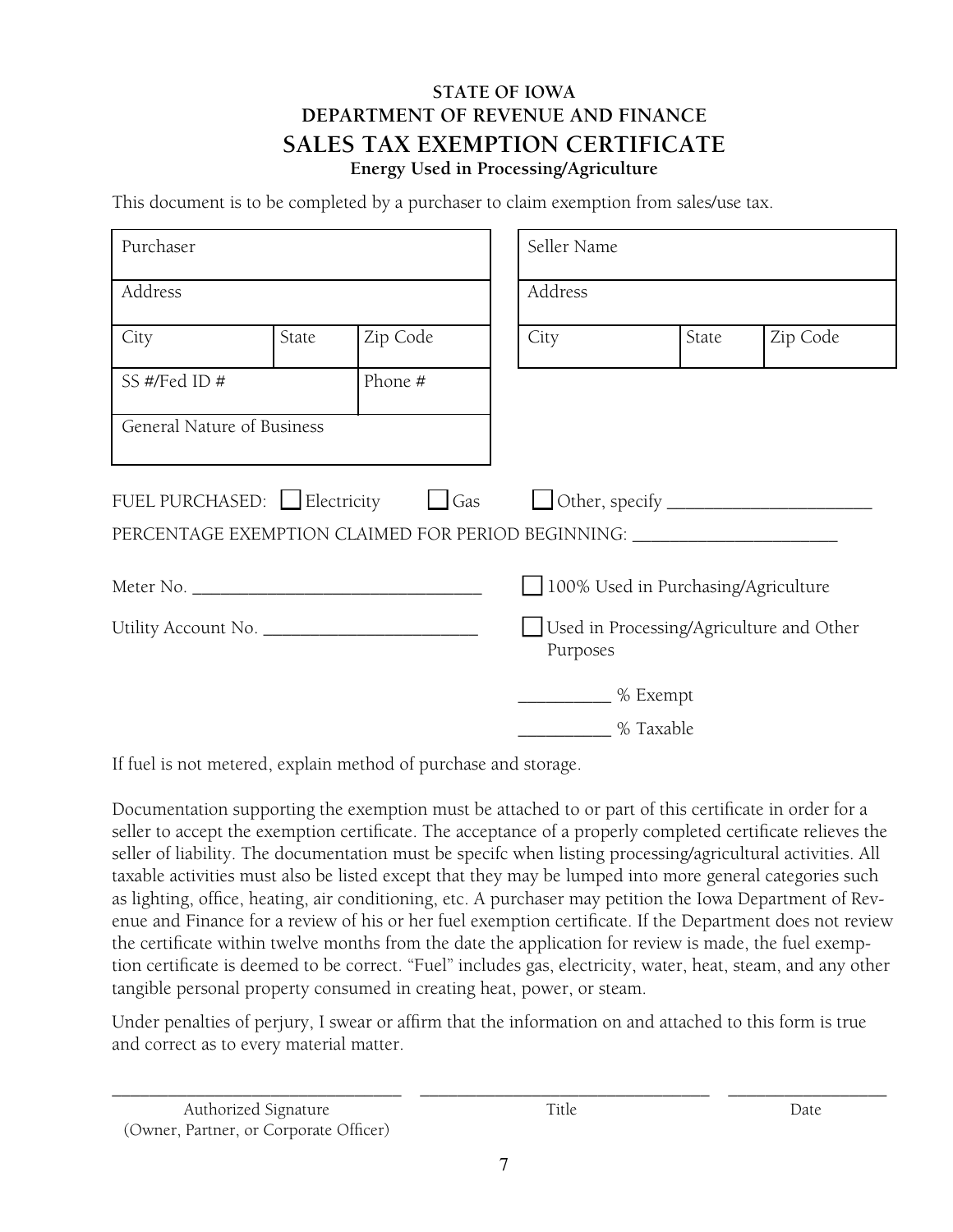**STATE OF IOWA**
**DEPARTMENT OF REVENUE AND FINANCE**

# SALES TAX EXEMPTION CERTIFICATE

**Energy Used in Processing/Agriculture**

This document is to be completed by a purchaser to claim exemption from sales/use tax.

| Purchaser | | |
|---|---|---|
| Address | | |
| City | State | Zip Code |
| SS #/Fed ID # | | Phone # |
| General Nature of Business | | |

| Seller Name | | |
|---|---|---|
| Address | | |
| City | State | Zip Code |

FUEL PURCHASED: ☐ Electricity ☐ Gas ☐ Other, specify ______________________

PERCENTAGE EXEMPTION CLAIMED FOR PERIOD BEGINNING: ______________________

Meter No. ________________________________

Utility Account No. ________________________

☐ 100% Used in Purchasing/Agriculture

☐ Used in Processing/Agriculture and Other Purposes

__________ % Exempt

__________ % Taxable

If fuel is not metered, explain method of purchase and storage.

Documentation supporting the exemption must be attached to or part of this certificate in order for a seller to accept the exemption certificate. The acceptance of a properly completed certificate relieves the seller of liability. The documentation must be specifc when listing processing/agricultural activities. All taxable activities must also be listed except that they may be lumped into more general categories such as lighting, office, heating, air conditioning, etc. A purchaser may petition the Iowa Department of Revenue and Finance for a review of his or her fuel exemption certificate. If the Department does not review the certificate within twelve months from the date the application for review is made, the fuel exemption certificate is deemed to be correct. "Fuel" includes gas, electricity, water, heat, steam, and any other tangible personal property consumed in creating heat, power, or steam.

Under penalties of perjury, I swear or affirm that the information on and attached to this form is true and correct as to every material matter.

________________________________ ________________________________ __________________

Authorized Signature (Owner, Partner, or Corporate Officer) | Title | Date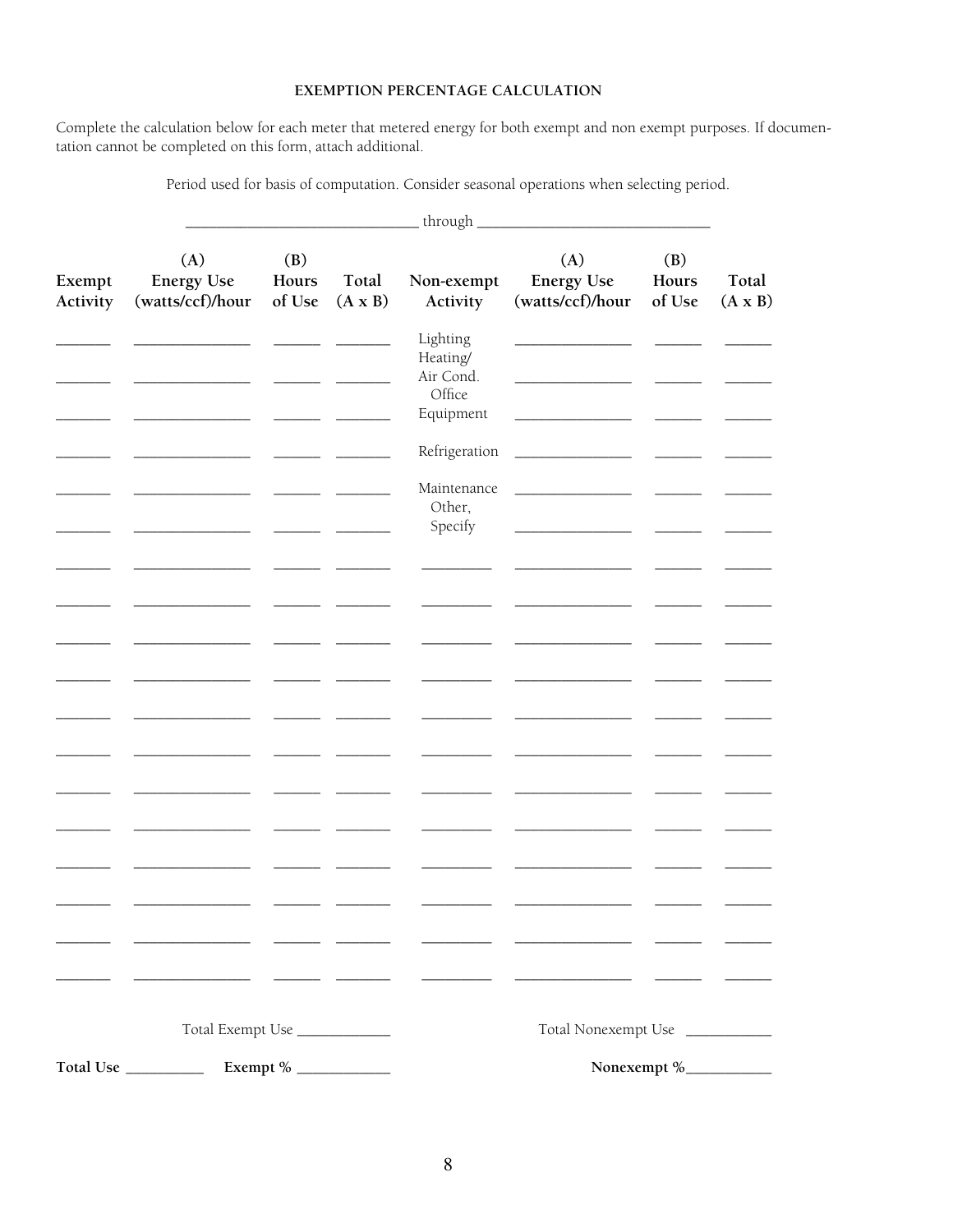## EXEMPTION PERCENTAGE CALCULATION

Complete the calculation below for each meter that metered energy for both exempt and non exempt purposes. If documentation cannot be completed on this form, attach additional.

Period used for basis of computation. Consider seasonal operations when selecting period.

______________________________ through ______________________________

| Exempt Activity | (A) Energy Use (watts/ccf)/hour | (B) Hours of Use | Total (A x B) | Non-exempt Activity | (A) Energy Use (watts/ccf)/hour | (B) Hours of Use | Total (A x B) |
|---|---|---|---|---|---|---|---|
| _______ | _______________ | ______ | _______ | Lighting | _______________ | ______ | ______ |
| _______ | _______________ | ______ | _______ | Heating/ Air Cond. | _______________ | ______ | ______ |
| _______ | _______________ | ______ | _______ | Office Equipment | _______________ | ______ | ______ |
| _______ | _______________ | ______ | _______ | Refrigeration | _______________ | ______ | ______ |
| _______ | _______________ | ______ | _______ | Maintenance | _______________ | ______ | ______ |
| _______ | _______________ | ______ | _______ | Other, Specify | _______________ | ______ | ______ |
| _______ | _______________ | ______ | _______ | _________ | _______________ | ______ | ______ |
| _______ | _______________ | ______ | _______ | _________ | _______________ | ______ | ______ |
| _______ | _______________ | ______ | _______ | _________ | _______________ | ______ | ______ |
| _______ | _______________ | ______ | _______ | _________ | _______________ | ______ | ______ |
| _______ | _______________ | ______ | _______ | _________ | _______________ | ______ | ______ |
| _______ | _______________ | ______ | _______ | _________ | _______________ | ______ | ______ |
| _______ | _______________ | ______ | _______ | _________ | _______________ | ______ | ______ |
| _______ | _______________ | ______ | _______ | _________ | _______________ | ______ | ______ |
| _______ | _______________ | ______ | _______ | _________ | _______________ | ______ | ______ |
| _______ | _______________ | ______ | _______ | _________ | _______________ | ______ | ______ |
| _______ | _______________ | ______ | _______ | _________ | _______________ | ______ | ______ |
| _______ | _______________ | ______ | _______ | _________ | _______________ | ______ | ______ |

Total Exempt Use ____________ Total Nonexempt Use ___________

**Total Use** __________ **Exempt %** ____________ **Nonexempt %**___________